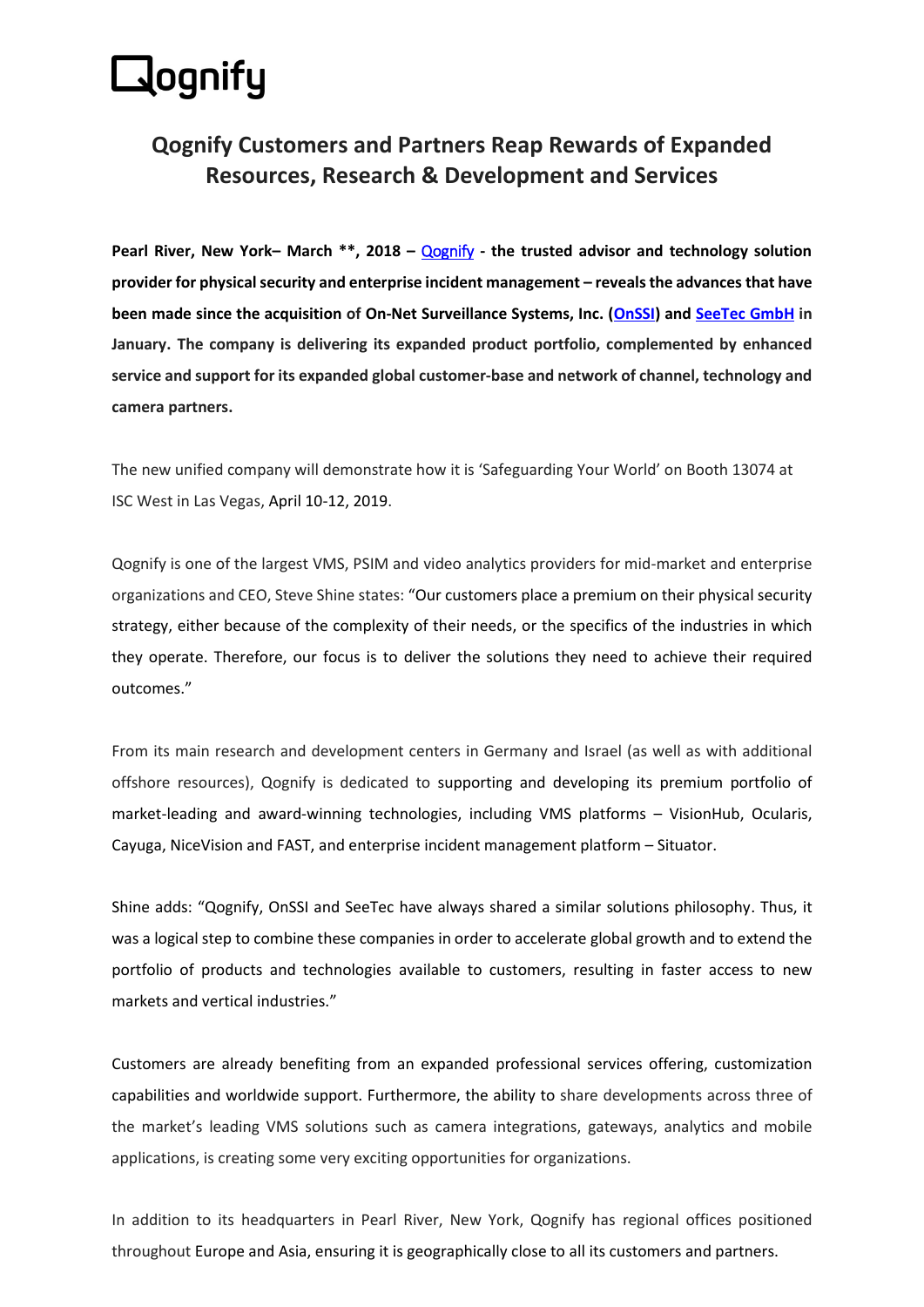Qognify

# Qognify Customers and Partners Reap Rewards of Expanded Resources, Research & Development and Services

**Pearl River, New York– March **, 2018 – Qognify - the trusted advisor and technology solution provider for physical security and enterprise incident management – reveals the advances that have been made since the acquisition of On-Net Surveillance Systems, Inc. (OnSSI) and SeeTec GmbH in January. The company is delivering its expanded product portfolio, complemented by enhanced service and support for its expanded global customer-base and network of channel, technology and camera partners.**

The new unified company will demonstrate how it is 'Safeguarding Your World' on Booth 13074 at ISC West in Las Vegas, April 10-12, 2019.

Qognify is one of the largest VMS, PSIM and video analytics providers for mid-market and enterprise organizations and CEO, Steve Shine states: "Our customers place a premium on their physical security strategy, either because of the complexity of their needs, or the specifics of the industries in which they operate. Therefore, our focus is to deliver the solutions they need to achieve their required outcomes."

From its main research and development centers in Germany and Israel (as well as with additional offshore resources), Qognify is dedicated to supporting and developing its premium portfolio of market-leading and award-winning technologies, including VMS platforms – VisionHub, Ocularis, Cayuga, NiceVision and FAST, and enterprise incident management platform – Situator.

Shine adds: "Qognify, OnSSI and SeeTec have always shared a similar solutions philosophy. Thus, it was a logical step to combine these companies in order to accelerate global growth and to extend the portfolio of products and technologies available to customers, resulting in faster access to new markets and vertical industries."

Customers are already benefiting from an expanded professional services offering, customization capabilities and worldwide support. Furthermore, the ability to share developments across three of the market's leading VMS solutions such as camera integrations, gateways, analytics and mobile applications, is creating some very exciting opportunities for organizations.

In addition to its headquarters in Pearl River, New York, Qognify has regional offices positioned throughout Europe and Asia, ensuring it is geographically close to all its customers and partners.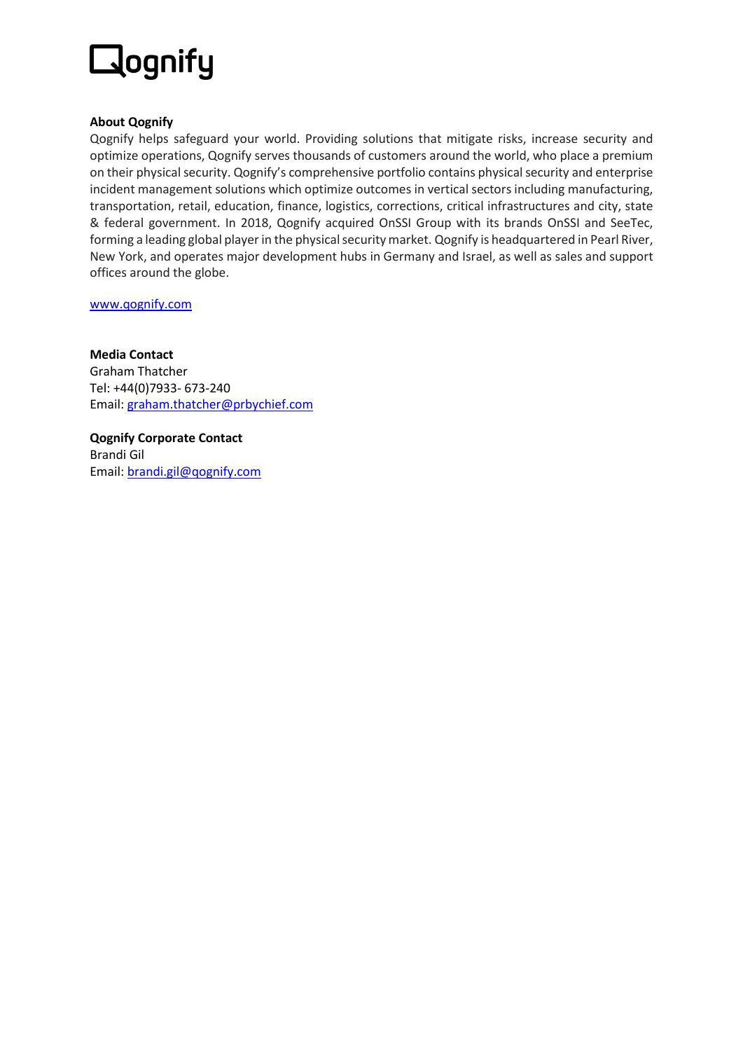Qognify

**About Qognify**

Qognify helps safeguard your world. Providing solutions that mitigate risks, increase security and optimize operations, Qognify serves thousands of customers around the world, who place a premium on their physical security. Qognify's comprehensive portfolio contains physical security and enterprise incident management solutions which optimize outcomes in vertical sectors including manufacturing, transportation, retail, education, finance, logistics, corrections, critical infrastructures and city, state & federal government. In 2018, Qognify acquired OnSSI Group with its brands OnSSI and SeeTec, forming a leading global player in the physical security market. Qognify is headquartered in Pearl River, New York, and operates major development hubs in Germany and Israel, as well as sales and support offices around the globe.

[www.qognify.com](http://www.qognify.com)

**Media Contact**
Graham Thatcher
Tel: +44(0)7933- 673-240
Email: [graham.thatcher@prbychief.com](mailto:graham.thatcher@prbychief.com)

**Qognify Corporate Contact**
Brandi Gil
Email: [brandi.gil@qognify.com](mailto:brandi.gil@qognify.com)